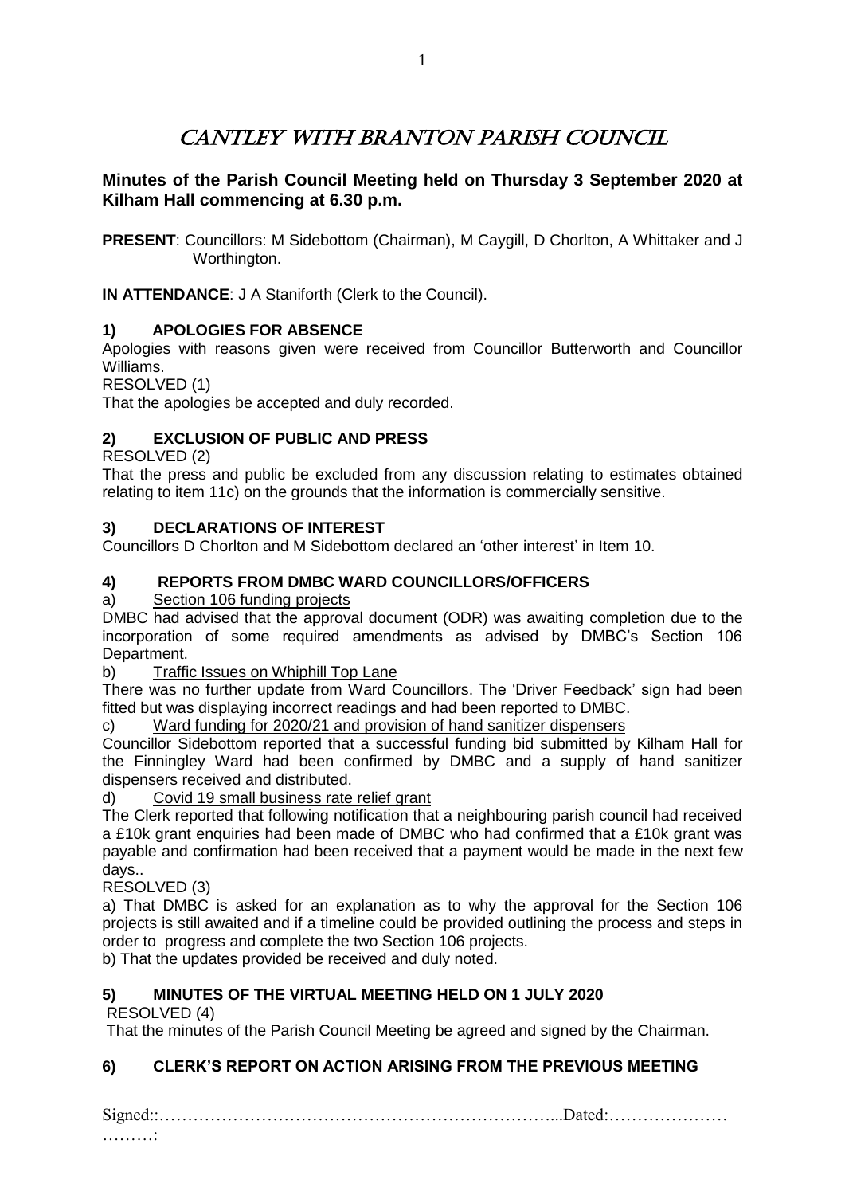# CANTLEY WITH BRANTON PARISH COUNCIL

**Minutes of the Parish Council Meeting held on Thursday 3 September 2020 at Kilham Hall commencing at 6.30 p.m.**

**PRESENT**: Councillors: M Sidebottom (Chairman), M Caygill, D Chorlton, A Whittaker and J Worthington.

**IN ATTENDANCE**: J A Staniforth (Clerk to the Council).

## 1) APOLOGIES FOR ABSENCE

Apologies with reasons given were received from Councillor Butterworth and Councillor Williams.

RESOLVED (1)

That the apologies be accepted and duly recorded.

## 2) EXCLUSION OF PUBLIC AND PRESS

RESOLVED (2)

That the press and public be excluded from any discussion relating to estimates obtained relating to item 11c) on the grounds that the information is commercially sensitive.

## 3) DECLARATIONS OF INTEREST

Councillors D Chorlton and M Sidebottom declared an 'other interest' in Item 10.

## 4) REPORTS FROM DMBC WARD COUNCILLORS/OFFICERS

a) Section 106 funding projects

DMBC had advised that the approval document (ODR) was awaiting completion due to the incorporation of some required amendments as advised by DMBC's Section 106 Department.

b) Traffic Issues on Whiphill Top Lane

There was no further update from Ward Councillors. The 'Driver Feedback' sign had been fitted but was displaying incorrect readings and had been reported to DMBC.

c) Ward funding for 2020/21 and provision of hand sanitizer dispensers

Councillor Sidebottom reported that a successful funding bid submitted by Kilham Hall for the Finningley Ward had been confirmed by DMBC and a supply of hand sanitizer dispensers received and distributed.

d) Covid 19 small business rate relief grant

The Clerk reported that following notification that a neighbouring parish council had received a £10k grant enquiries had been made of DMBC who had confirmed that a £10k grant was payable and confirmation had been received that a payment would be made in the next few days..

RESOLVED (3)

a) That DMBC is asked for an explanation as to why the approval for the Section 106 projects is still awaited and if a timeline could be provided outlining the process and steps in order to progress and complete the two Section 106 projects.

b) That the updates provided be received and duly noted.

## 5) MINUTES OF THE VIRTUAL MEETING HELD ON 1 JULY 2020

RESOLVED (4)

That the minutes of the Parish Council Meeting be agreed and signed by the Chairman.

## 6) CLERK'S REPORT ON ACTION ARISING FROM THE PREVIOUS MEETING

Signed::…………………………………………………………….....Dated:…………………………: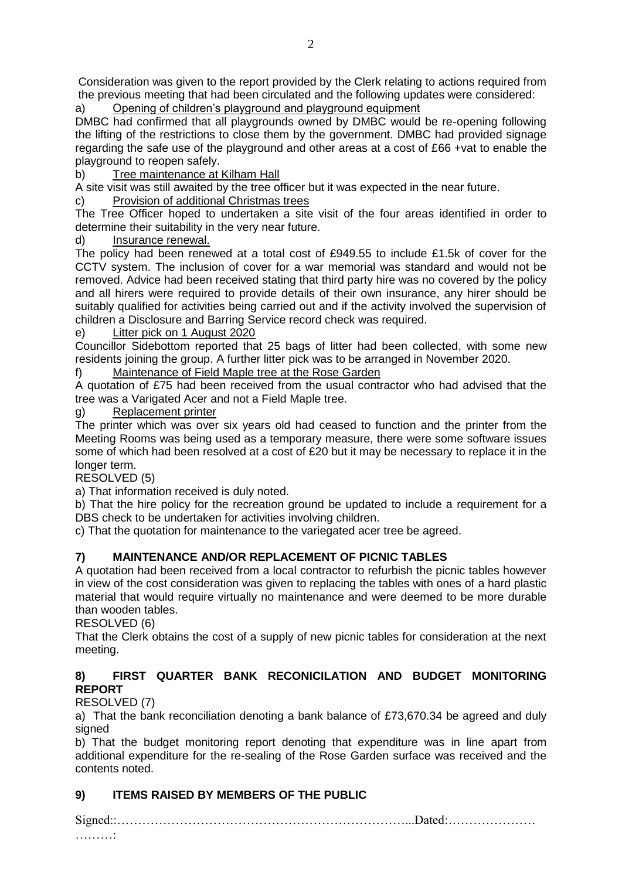Consideration was given to the report provided by the Clerk relating to actions required from the previous meeting that had been circulated and the following updates were considered:

a) <u>Opening of children's playground and playground equipment</u>

DMBC had confirmed that all playgrounds owned by DMBC would be re-opening following the lifting of the restrictions to close them by the government. DMBC had provided signage regarding the safe use of the playground and other areas at a cost of £66 +vat to enable the playground to reopen safely.

b) <u>Tree maintenance at Kilham Hall</u>

A site visit was still awaited by the tree officer but it was expected in the near future.

c) <u>Provision of additional Christmas trees</u>

The Tree Officer hoped to undertaken a site visit of the four areas identified in order to determine their suitability in the very near future.

d) <u>Insurance renewal.</u>

The policy had been renewed at a total cost of £949.55 to include £1.5k of cover for the CCTV system. The inclusion of cover for a war memorial was standard and would not be removed. Advice had been received stating that third party hire was no covered by the policy and all hirers were required to provide details of their own insurance, any hirer should be suitably qualified for activities being carried out and if the activity involved the supervision of children a Disclosure and Barring Service record check was required.

e) <u>Litter pick on 1 August 2020</u>

Councillor Sidebottom reported that 25 bags of litter had been collected, with some new residents joining the group. A further litter pick was to be arranged in November 2020.

f) <u>Maintenance of Field Maple tree at the Rose Garden</u>

A quotation of £75 had been received from the usual contractor who had advised that the tree was a Varigated Acer and not a Field Maple tree.

g) <u>Replacement printer</u>

The printer which was over six years old had ceased to function and the printer from the Meeting Rooms was being used as a temporary measure, there were some software issues some of which had been resolved at a cost of £20 but it may be necessary to replace it in the longer term.

RESOLVED (5)

a) That information received is duly noted.

b) That the hire policy for the recreation ground be updated to include a requirement for a DBS check to be undertaken for activities involving children.

c) That the quotation for maintenance to the variegated acer tree be agreed.

## 7) MAINTENANCE AND/OR REPLACEMENT OF PICNIC TABLES

A quotation had been received from a local contractor to refurbish the picnic tables however in view of the cost consideration was given to replacing the tables with ones of a hard plastic material that would require virtually no maintenance and were deemed to be more durable than wooden tables.

RESOLVED (6)

That the Clerk obtains the cost of a supply of new picnic tables for consideration at the next meeting.

## 8) FIRST QUARTER BANK RECONICILATION AND BUDGET MONITORING REPORT

RESOLVED (7)

a) That the bank reconciliation denoting a bank balance of £73,670.34 be agreed and duly signed

b) That the budget monitoring report denoting that expenditure was in line apart from additional expenditure for the re-sealing of the Rose Garden surface was received and the contents noted.

## 9) ITEMS RAISED BY MEMBERS OF THE PUBLIC

Signed::…………………………………………………………...Dated:…………………………: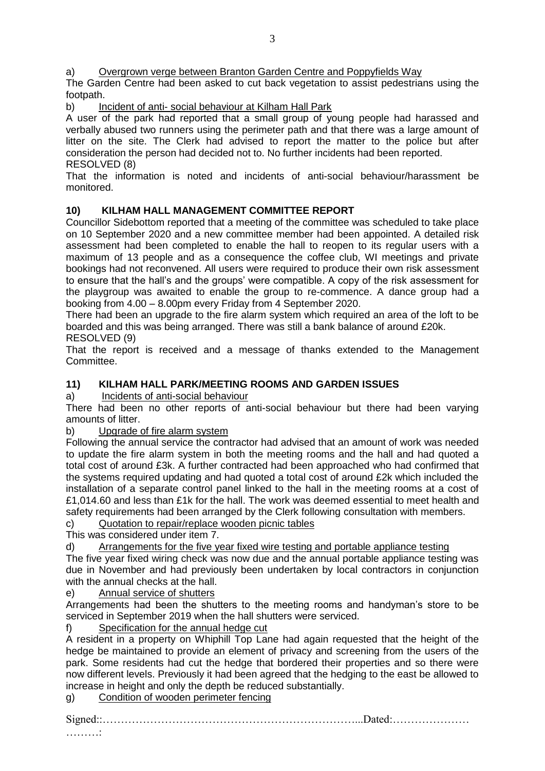a) Overgrown verge between Branton Garden Centre and Poppyfields Way

The Garden Centre had been asked to cut back vegetation to assist pedestrians using the footpath.

b) Incident of anti- social behaviour at Kilham Hall Park

A user of the park had reported that a small group of young people had harassed and verbally abused two runners using the perimeter path and that there was a large amount of litter on the site. The Clerk had advised to report the matter to the police but after consideration the person had decided not to. No further incidents had been reported.

RESOLVED (8)

That the information is noted and incidents of anti-social behaviour/harassment be monitored.

## 10) KILHAM HALL MANAGEMENT COMMITTEE REPORT

Councillor Sidebottom reported that a meeting of the committee was scheduled to take place on 10 September 2020 and a new committee member had been appointed. A detailed risk assessment had been completed to enable the hall to reopen to its regular users with a maximum of 13 people and as a consequence the coffee club, WI meetings and private bookings had not reconvened. All users were required to produce their own risk assessment to ensure that the hall's and the groups' were compatible. A copy of the risk assessment for the playgroup was awaited to enable the group to re-commence. A dance group had a booking from 4.00 – 8.00pm every Friday from 4 September 2020.

There had been an upgrade to the fire alarm system which required an area of the loft to be boarded and this was being arranged. There was still a bank balance of around £20k.

RESOLVED (9)

That the report is received and a message of thanks extended to the Management Committee.

## 11) KILHAM HALL PARK/MEETING ROOMS AND GARDEN ISSUES

a) Incidents of anti-social behaviour

There had been no other reports of anti-social behaviour but there had been varying amounts of litter.

b) Upgrade of fire alarm system

Following the annual service the contractor had advised that an amount of work was needed to update the fire alarm system in both the meeting rooms and the hall and had quoted a total cost of around £3k. A further contracted had been approached who had confirmed that the systems required updating and had quoted a total cost of around £2k which included the installation of a separate control panel linked to the hall in the meeting rooms at a cost of £1,014.60 and less than £1k for the hall. The work was deemed essential to meet health and safety requirements had been arranged by the Clerk following consultation with members.

c) Quotation to repair/replace wooden picnic tables

This was considered under item 7.

d) Arrangements for the five year fixed wire testing and portable appliance testing

The five year fixed wiring check was now due and the annual portable appliance testing was due in November and had previously been undertaken by local contractors in conjunction with the annual checks at the hall.

e) Annual service of shutters

Arrangements had been the shutters to the meeting rooms and handyman's store to be serviced in September 2019 when the hall shutters were serviced.

f) Specification for the annual hedge cut

A resident in a property on Whiphill Top Lane had again requested that the height of the hedge be maintained to provide an element of privacy and screening from the users of the park. Some residents had cut the hedge that bordered their properties and so there were now different levels. Previously it had been agreed that the hedging to the east be allowed to increase in height and only the depth be reduced substantially.

g) Condition of wooden perimeter fencing

Signed::……………………………………………………………...Dated:…………………
………: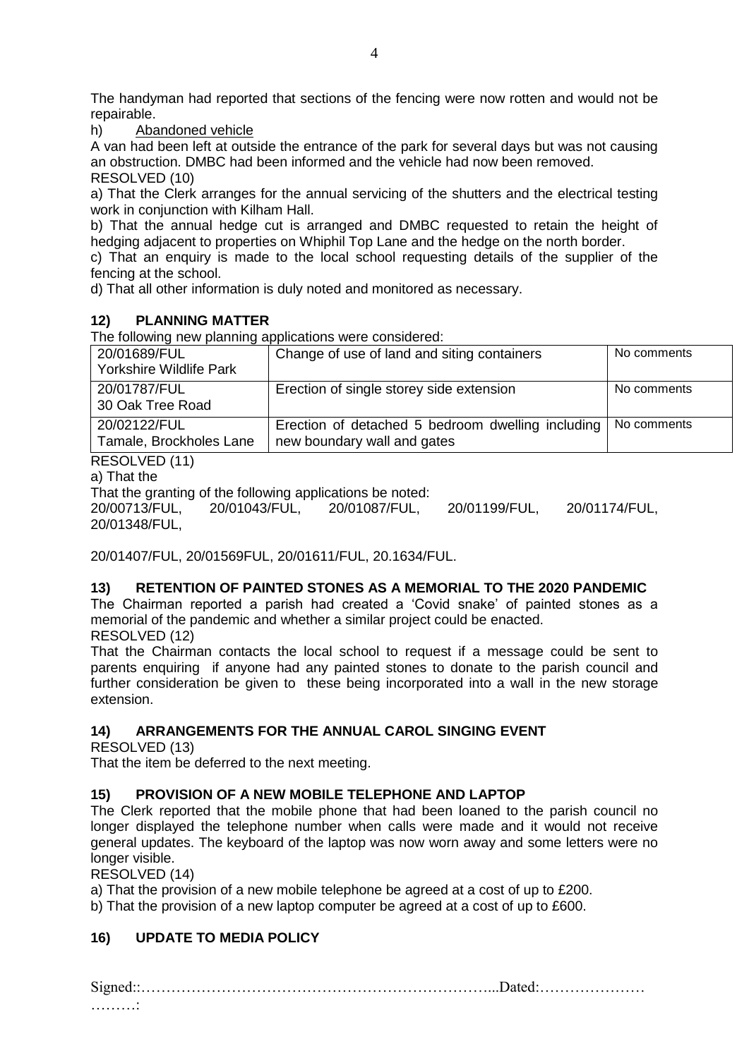The handyman had reported that sections of the fencing were now rotten and would not be repairable.

h) Abandoned vehicle

A van had been left at outside the entrance of the park for several days but was not causing an obstruction. DMBC had been informed and the vehicle had now been removed.

RESOLVED (10)

a) That the Clerk arranges for the annual servicing of the shutters and the electrical testing work in conjunction with Kilham Hall.

b) That the annual hedge cut is arranged and DMBC requested to retain the height of hedging adjacent to properties on Whiphil Top Lane and the hedge on the north border.

c) That an enquiry is made to the local school requesting details of the supplier of the fencing at the school.

d) That all other information is duly noted and monitored as necessary.

## 12) PLANNING MATTER

The following new planning applications were considered:

| | | |
|---|---|---|
| 20/01689/FUL<br>Yorkshire Wildlife Park | Change of use of land and siting containers | No comments |
| 20/01787/FUL<br>30 Oak Tree Road | Erection of single storey side extension | No comments |
| 20/02122/FUL<br>Tamale, Brockholes Lane | Erection of detached 5 bedroom dwelling including new boundary wall and gates | No comments |

RESOLVED (11)

a) That the

That the granting of the following applications be noted:

20/00713/FUL, 20/01043/FUL, 20/01087/FUL, 20/01199/FUL, 20/01174/FUL, 20/01348/FUL,

20/01407/FUL, 20/01569FUL, 20/01611/FUL, 20.1634/FUL.

## 13) RETENTION OF PAINTED STONES AS A MEMORIAL TO THE 2020 PANDEMIC

The Chairman reported a parish had created a 'Covid snake' of painted stones as a memorial of the pandemic and whether a similar project could be enacted.

RESOLVED (12)

That the Chairman contacts the local school to request if a message could be sent to parents enquiring if anyone had any painted stones to donate to the parish council and further consideration be given to these being incorporated into a wall in the new storage extension.

## 14) ARRANGEMENTS FOR THE ANNUAL CAROL SINGING EVENT

RESOLVED (13)

That the item be deferred to the next meeting.

## 15) PROVISION OF A NEW MOBILE TELEPHONE AND LAPTOP

The Clerk reported that the mobile phone that had been loaned to the parish council no longer displayed the telephone number when calls were made and it would not receive general updates. The keyboard of the laptop was now worn away and some letters were no longer visible.

RESOLVED (14)

a) That the provision of a new mobile telephone be agreed at a cost of up to £200.

b) That the provision of a new laptop computer be agreed at a cost of up to £600.

## 16) UPDATE TO MEDIA POLICY

Signed::………………………………………………………………...Dated:…………………………: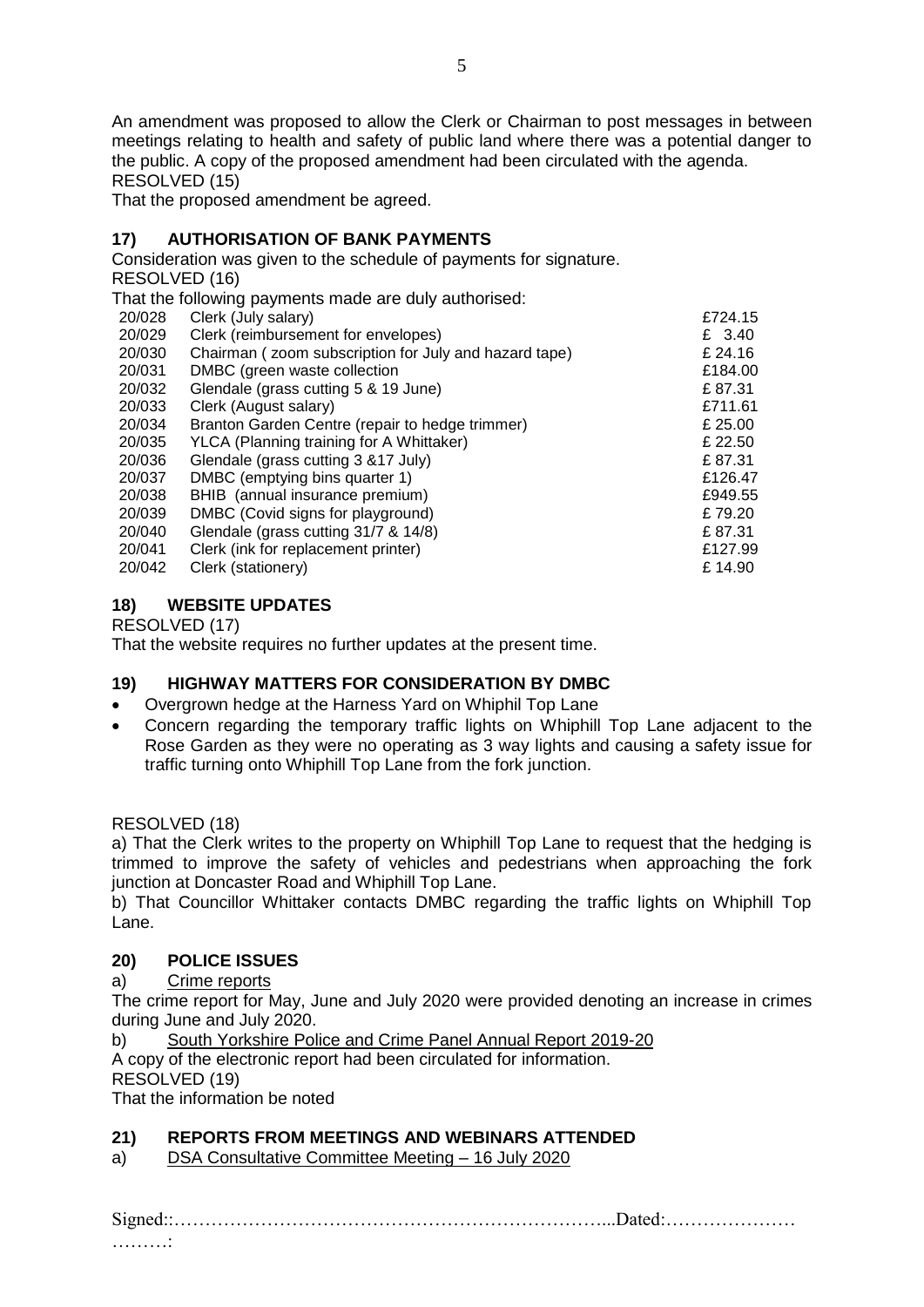An amendment was proposed to allow the Clerk or Chairman to post messages in between meetings relating to health and safety of public land where there was a potential danger to the public. A copy of the proposed amendment had been circulated with the agenda.
RESOLVED (15)
That the proposed amendment be agreed.

## 17) AUTHORISATION OF BANK PAYMENTS

Consideration was given to the schedule of payments for signature.
RESOLVED (16)
That the following payments made are duly authorised:

| | | |
|---|---|---|
| 20/028 | Clerk (July salary) | £724.15 |
| 20/029 | Clerk (reimbursement for envelopes) | £ 3.40 |
| 20/030 | Chairman ( zoom subscription for July and hazard tape) | £ 24.16 |
| 20/031 | DMBC (green waste collection | £184.00 |
| 20/032 | Glendale (grass cutting 5 & 19 June) | £ 87.31 |
| 20/033 | Clerk (August salary) | £711.61 |
| 20/034 | Branton Garden Centre (repair to hedge trimmer) | £ 25.00 |
| 20/035 | YLCA (Planning training for A Whittaker) | £ 22.50 |
| 20/036 | Glendale (grass cutting 3 &17 July) | £ 87.31 |
| 20/037 | DMBC (emptying bins quarter 1) | £126.47 |
| 20/038 | BHIB (annual insurance premium) | £949.55 |
| 20/039 | DMBC (Covid signs for playground) | £ 79.20 |
| 20/040 | Glendale (grass cutting 31/7 & 14/8) | £ 87.31 |
| 20/041 | Clerk (ink for replacement printer) | £127.99 |
| 20/042 | Clerk (stationery) | £ 14.90 |

## 18) WEBSITE UPDATES

RESOLVED (17)
That the website requires no further updates at the present time.

## 19) HIGHWAY MATTERS FOR CONSIDERATION BY DMBC

- Overgrown hedge at the Harness Yard on Whiphil Top Lane
- Concern regarding the temporary traffic lights on Whiphill Top Lane adjacent to the Rose Garden as they were no operating as 3 way lights and causing a safety issue for traffic turning onto Whiphill Top Lane from the fork junction.

RESOLVED (18)
a) That the Clerk writes to the property on Whiphill Top Lane to request that the hedging is trimmed to improve the safety of vehicles and pedestrians when approaching the fork junction at Doncaster Road and Whiphill Top Lane.
b) That Councillor Whittaker contacts DMBC regarding the traffic lights on Whiphill Top Lane.

## 20) POLICE ISSUES

a) Crime reports
The crime report for May, June and July 2020 were provided denoting an increase in crimes during June and July 2020.
b) South Yorkshire Police and Crime Panel Annual Report 2019-20
A copy of the electronic report had been circulated for information.
RESOLVED (19)
That the information be noted

## 21) REPORTS FROM MEETINGS AND WEBINARS ATTENDED

a) DSA Consultative Committee Meeting – 16 July 2020

Signed::………………………………………………………………...Dated:…………………
………: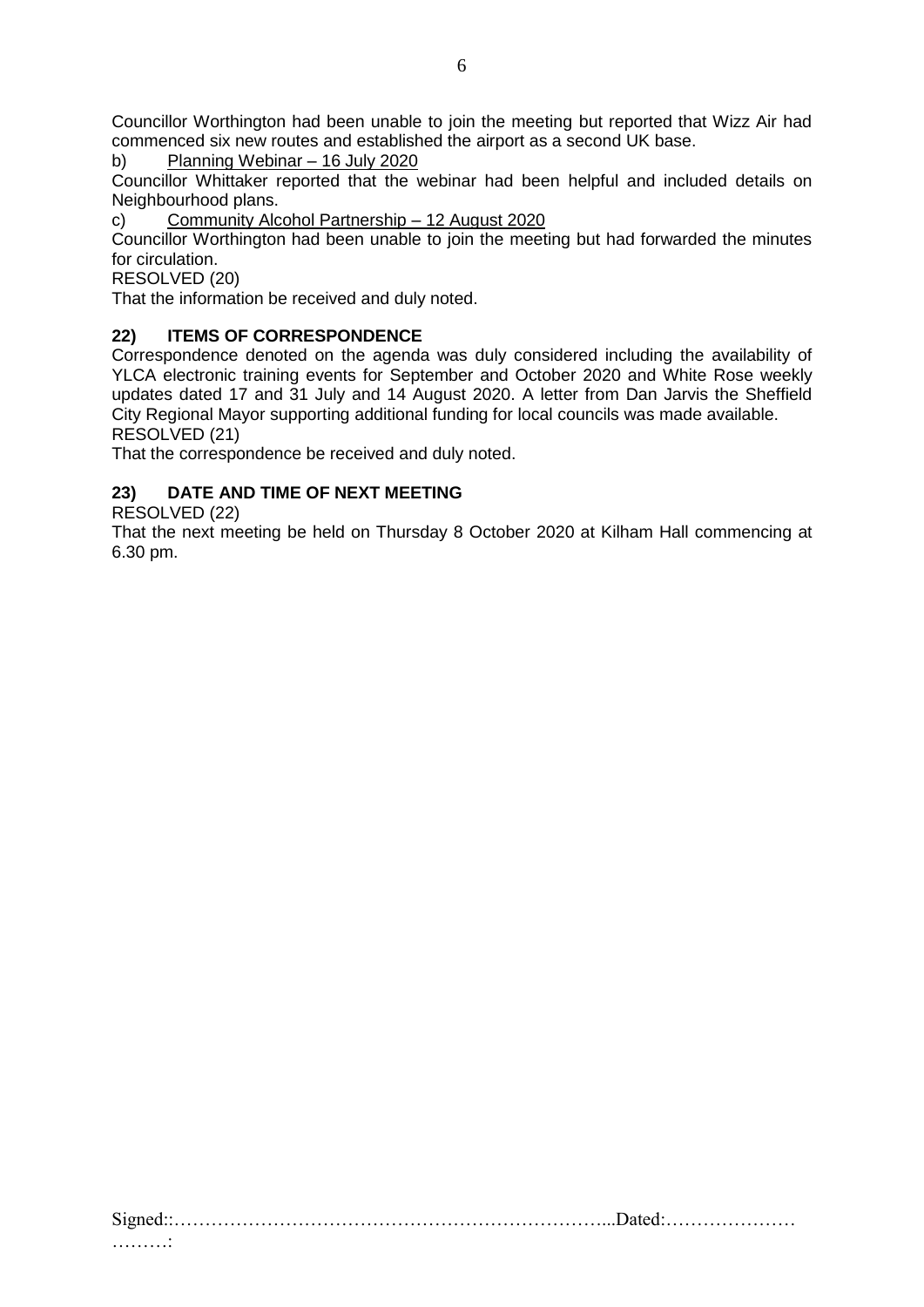Councillor Worthington had been unable to join the meeting but reported that Wizz Air had commenced six new routes and established the airport as a second UK base.

b) Planning Webinar – 16 July 2020

Councillor Whittaker reported that the webinar had been helpful and included details on Neighbourhood plans.

c) Community Alcohol Partnership – 12 August 2020

Councillor Worthington had been unable to join the meeting but had forwarded the minutes for circulation.

RESOLVED (20)

That the information be received and duly noted.

## 22) ITEMS OF CORRESPONDENCE

Correspondence denoted on the agenda was duly considered including the availability of YLCA electronic training events for September and October 2020 and White Rose weekly updates dated 17 and 31 July and 14 August 2020. A letter from Dan Jarvis the Sheffield City Regional Mayor supporting additional funding for local councils was made available.

RESOLVED (21)

That the correspondence be received and duly noted.

## 23) DATE AND TIME OF NEXT MEETING

RESOLVED (22)

That the next meeting be held on Thursday 8 October 2020 at Kilham Hall commencing at 6.30 pm.

Signed::…………………………………………………………...Dated:…………………
………: